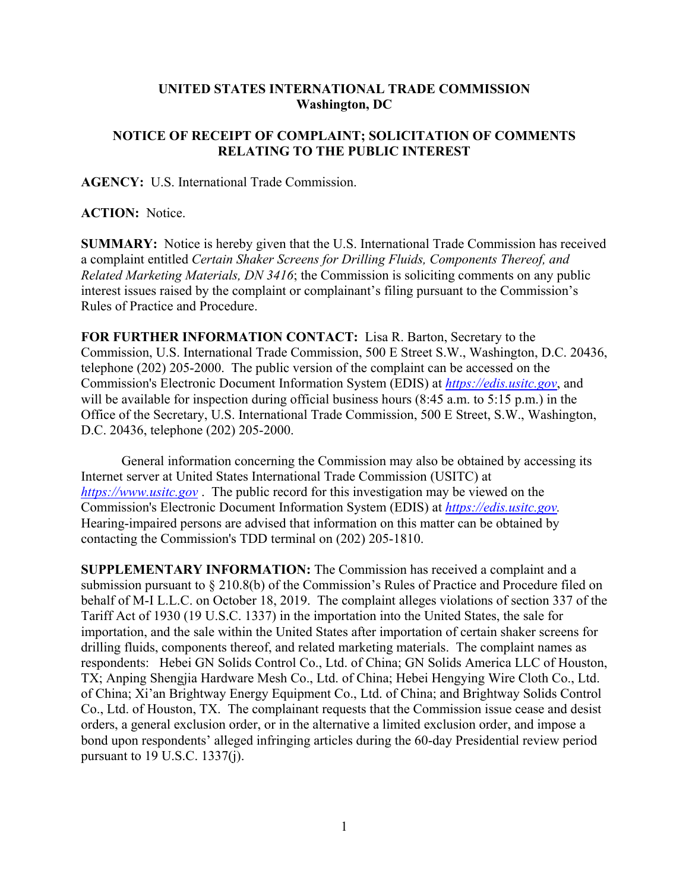**UNITED STATES INTERNATIONAL TRADE COMMISSION**
**Washington, DC**

**NOTICE OF RECEIPT OF COMPLAINT; SOLICITATION OF COMMENTS RELATING TO THE PUBLIC INTEREST**

**AGENCY:** U.S. International Trade Commission.

**ACTION:** Notice.

**SUMMARY:** Notice is hereby given that the U.S. International Trade Commission has received a complaint entitled *Certain Shaker Screens for Drilling Fluids, Components Thereof, and Related Marketing Materials, DN 3416*; the Commission is soliciting comments on any public interest issues raised by the complaint or complainant's filing pursuant to the Commission's Rules of Practice and Procedure.

**FOR FURTHER INFORMATION CONTACT:** Lisa R. Barton, Secretary to the Commission, U.S. International Trade Commission, 500 E Street S.W., Washington, D.C. 20436, telephone (202) 205-2000. The public version of the complaint can be accessed on the Commission's Electronic Document Information System (EDIS) at *https://edis.usitc.gov*, and will be available for inspection during official business hours (8:45 a.m. to 5:15 p.m.) in the Office of the Secretary, U.S. International Trade Commission, 500 E Street, S.W., Washington, D.C. 20436, telephone (202) 205-2000.

General information concerning the Commission may also be obtained by accessing its Internet server at United States International Trade Commission (USITC) at *https://www.usitc.gov* . The public record for this investigation may be viewed on the Commission's Electronic Document Information System (EDIS) at *https://edis.usitc.gov.* Hearing-impaired persons are advised that information on this matter can be obtained by contacting the Commission's TDD terminal on (202) 205-1810.

**SUPPLEMENTARY INFORMATION:** The Commission has received a complaint and a submission pursuant to § 210.8(b) of the Commission's Rules of Practice and Procedure filed on behalf of M-I L.L.C. on October 18, 2019. The complaint alleges violations of section 337 of the Tariff Act of 1930 (19 U.S.C. 1337) in the importation into the United States, the sale for importation, and the sale within the United States after importation of certain shaker screens for drilling fluids, components thereof, and related marketing materials. The complaint names as respondents: Hebei GN Solids Control Co., Ltd. of China; GN Solids America LLC of Houston, TX; Anping Shengjia Hardware Mesh Co., Ltd. of China; Hebei Hengying Wire Cloth Co., Ltd. of China; Xi'an Brightway Energy Equipment Co., Ltd. of China; and Brightway Solids Control Co., Ltd. of Houston, TX. The complainant requests that the Commission issue cease and desist orders, a general exclusion order, or in the alternative a limited exclusion order, and impose a bond upon respondents' alleged infringing articles during the 60-day Presidential review period pursuant to 19 U.S.C. 1337(j).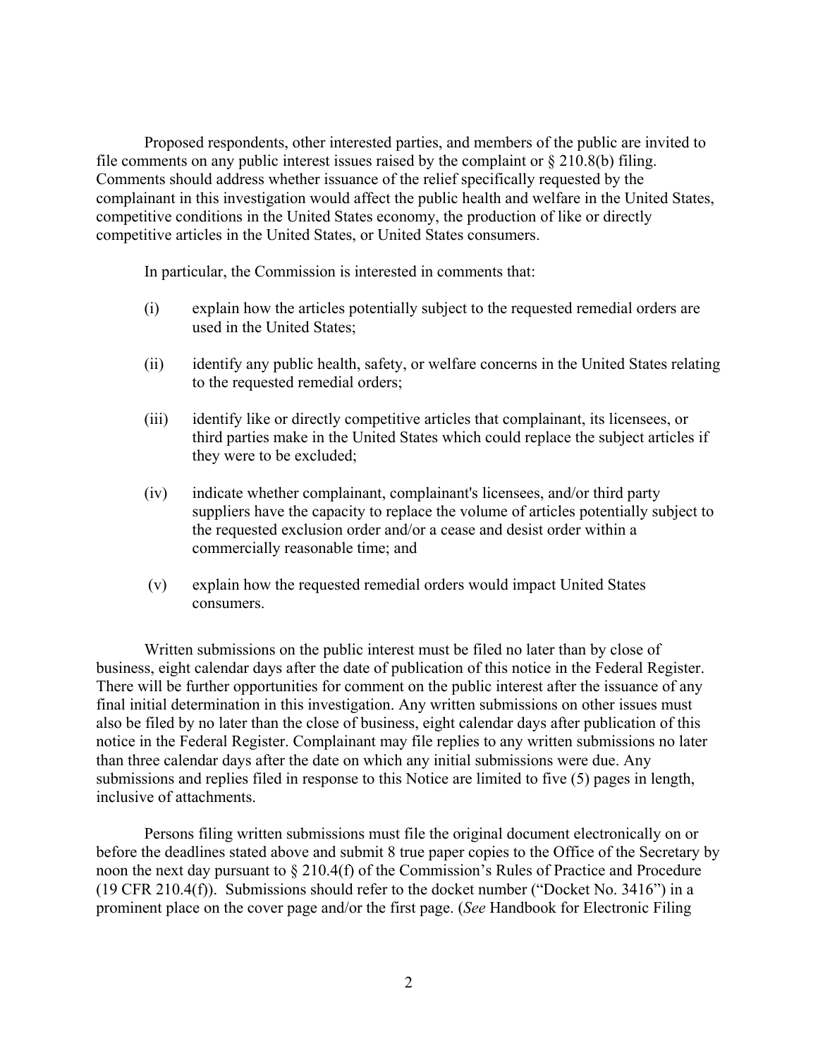Proposed respondents, other interested parties, and members of the public are invited to file comments on any public interest issues raised by the complaint or § 210.8(b) filing. Comments should address whether issuance of the relief specifically requested by the complainant in this investigation would affect the public health and welfare in the United States, competitive conditions in the United States economy, the production of like or directly competitive articles in the United States, or United States consumers.

In particular, the Commission is interested in comments that:

(i) explain how the articles potentially subject to the requested remedial orders are used in the United States;

(ii) identify any public health, safety, or welfare concerns in the United States relating to the requested remedial orders;

(iii) identify like or directly competitive articles that complainant, its licensees, or third parties make in the United States which could replace the subject articles if they were to be excluded;

(iv) indicate whether complainant, complainant's licensees, and/or third party suppliers have the capacity to replace the volume of articles potentially subject to the requested exclusion order and/or a cease and desist order within a commercially reasonable time; and

(v) explain how the requested remedial orders would impact United States consumers.

Written submissions on the public interest must be filed no later than by close of business, eight calendar days after the date of publication of this notice in the Federal Register. There will be further opportunities for comment on the public interest after the issuance of any final initial determination in this investigation. Any written submissions on other issues must also be filed by no later than the close of business, eight calendar days after publication of this notice in the Federal Register. Complainant may file replies to any written submissions no later than three calendar days after the date on which any initial submissions were due. Any submissions and replies filed in response to this Notice are limited to five (5) pages in length, inclusive of attachments.

Persons filing written submissions must file the original document electronically on or before the deadlines stated above and submit 8 true paper copies to the Office of the Secretary by noon the next day pursuant to § 210.4(f) of the Commission's Rules of Practice and Procedure (19 CFR 210.4(f)). Submissions should refer to the docket number ("Docket No. 3416") in a prominent place on the cover page and/or the first page. (*See* Handbook for Electronic Filing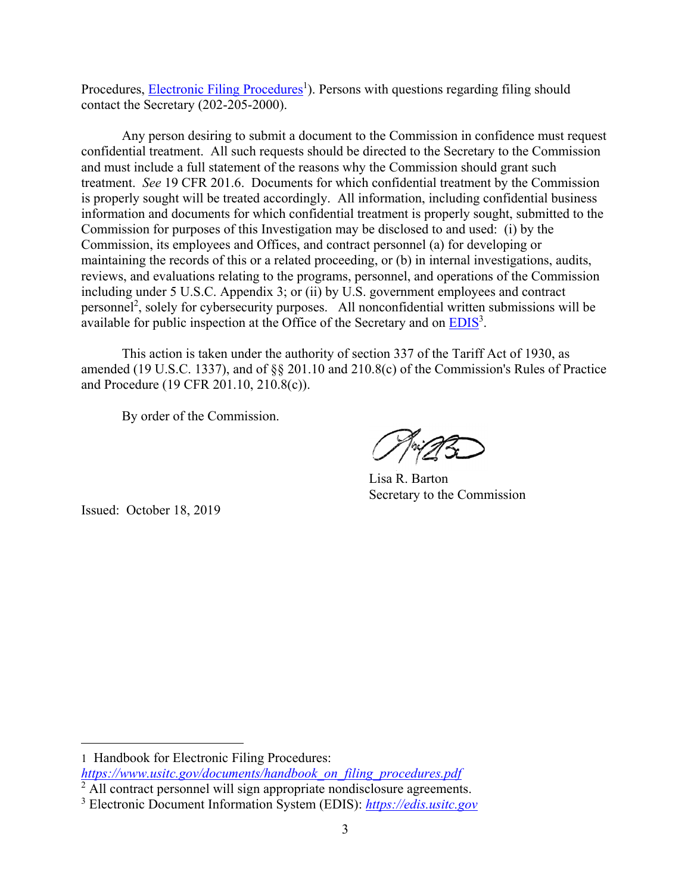Procedures, [Electronic Filing Procedures][1]). Persons with questions regarding filing should contact the Secretary (202-205-2000).

Any person desiring to submit a document to the Commission in confidence must request confidential treatment. All such requests should be directed to the Secretary to the Commission and must include a full statement of the reasons why the Commission should grant such treatment. *See* 19 CFR 201.6. Documents for which confidential treatment by the Commission is properly sought will be treated accordingly. All information, including confidential business information and documents for which confidential treatment is properly sought, submitted to the Commission for purposes of this Investigation may be disclosed to and used: (i) by the Commission, its employees and Offices, and contract personnel (a) for developing or maintaining the records of this or a related proceeding, or (b) in internal investigations, audits, reviews, and evaluations relating to the programs, personnel, and operations of the Commission including under 5 U.S.C. Appendix 3; or (ii) by U.S. government employees and contract personnel[2], solely for cybersecurity purposes. All nonconfidential written submissions will be available for public inspection at the Office of the Secretary and on [EDIS][3].

This action is taken under the authority of section 337 of the Tariff Act of 1930, as amended (19 U.S.C. 1337), and of §§ 201.10 and 210.8(c) of the Commission's Rules of Practice and Procedure (19 CFR 201.10, 210.8(c)).

By order of the Commission.

Lisa R. Barton
Secretary to the Commission

Issued: October 18, 2019

---

1 Handbook for Electronic Filing Procedures: *https://www.usitc.gov/documents/handbook_on_filing_procedures.pdf*

2 All contract personnel will sign appropriate nondisclosure agreements.

3 Electronic Document Information System (EDIS): *https://edis.usitc.gov*